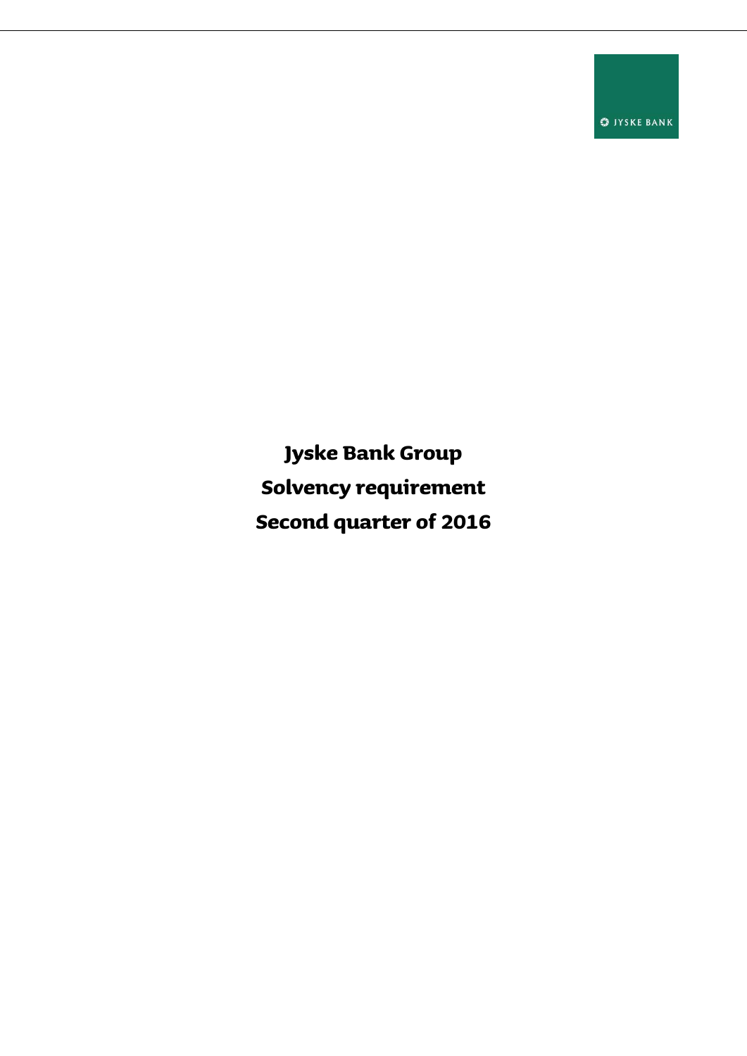JYSKE BANK

# Jyske Bank Group

# Solvency requirement

# Second quarter of 2016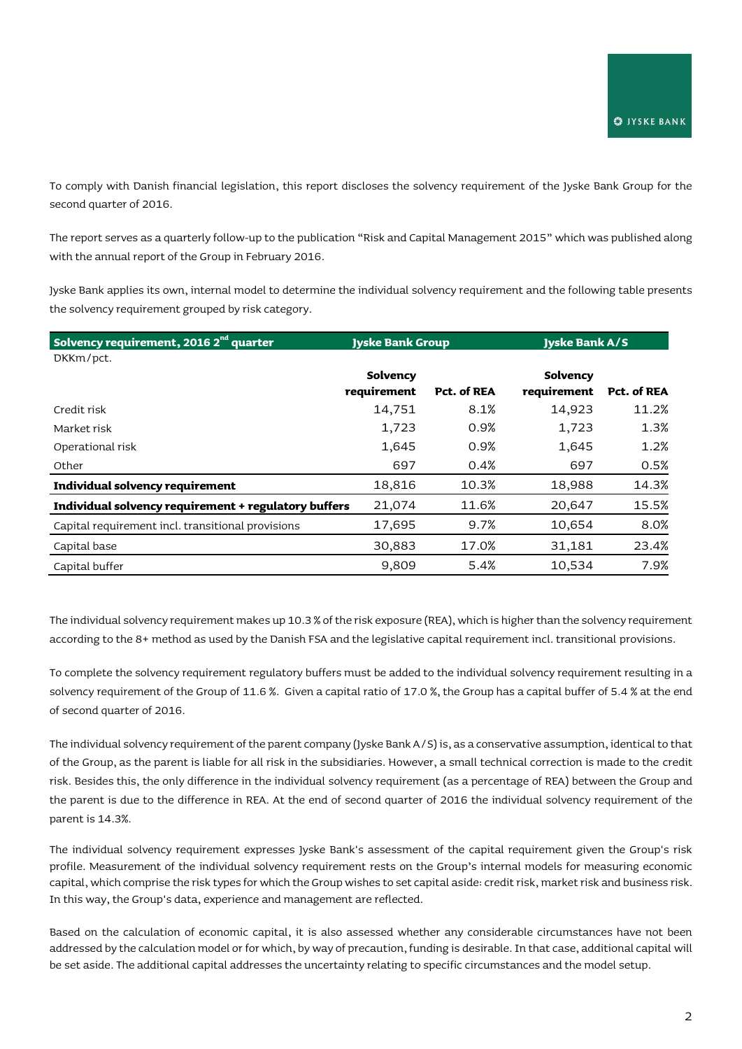To comply with Danish financial legislation, this report discloses the solvency requirement of the Jyske Bank Group for the second quarter of 2016.

The report serves as a quarterly follow-up to the publication "Risk and Capital Management 2015" which was published along with the annual report of the Group in February 2016.

Jyske Bank applies its own, internal model to determine the individual solvency requirement and the following table presents the solvency requirement grouped by risk category.

| **Solvency requirement, 2016 2[nd] quarter** | **Jyske Bank Group** | | **Jyske Bank A/S** | |
|---|---|---|---|---|
| DKKm/pct. | **Solvency requirement** | **Pct. of REA** | **Solvency requirement** | **Pct. of REA** |
| Credit risk | 14,751 | 8.1% | 14,923 | 11.2% |
| Market risk | 1,723 | 0.9% | 1,723 | 1.3% |
| Operational risk | 1,645 | 0.9% | 1,645 | 1.2% |
| Other | 697 | 0.4% | 697 | 0.5% |
| **Individual solvency requirement** | 18,816 | 10.3% | 18,988 | 14.3% |
| **Individual solvency requirement + regulatory buffers** | 21,074 | 11.6% | 20,647 | 15.5% |
| Capital requirement incl. transitional provisions | 17,695 | 9.7% | 10,654 | 8.0% |
| Capital base | 30,883 | 17.0% | 31,181 | 23.4% |
| Capital buffer | 9,809 | 5.4% | 10,534 | 7.9% |

The individual solvency requirement makes up 10.3 % of the risk exposure (REA), which is higher than the solvency requirement according to the 8+ method as used by the Danish FSA and the legislative capital requirement incl. transitional provisions.

To complete the solvency requirement regulatory buffers must be added to the individual solvency requirement resulting in a solvency requirement of the Group of 11.6 %. Given a capital ratio of 17.0 %, the Group has a capital buffer of 5.4 % at the end of second quarter of 2016.

The individual solvency requirement of the parent company (Jyske Bank A/S) is, as a conservative assumption, identical to that of the Group, as the parent is liable for all risk in the subsidiaries. However, a small technical correction is made to the credit risk. Besides this, the only difference in the individual solvency requirement (as a percentage of REA) between the Group and the parent is due to the difference in REA. At the end of second quarter of 2016 the individual solvency requirement of the parent is 14.3%.

The individual solvency requirement expresses Jyske Bank's assessment of the capital requirement given the Group's risk profile. Measurement of the individual solvency requirement rests on the Group's internal models for measuring economic capital, which comprise the risk types for which the Group wishes to set capital aside: credit risk, market risk and business risk. In this way, the Group's data, experience and management are reflected.

Based on the calculation of economic capital, it is also assessed whether any considerable circumstances have not been addressed by the calculation model or for which, by way of precaution, funding is desirable. In that case, additional capital will be set aside. The additional capital addresses the uncertainty relating to specific circumstances and the model setup.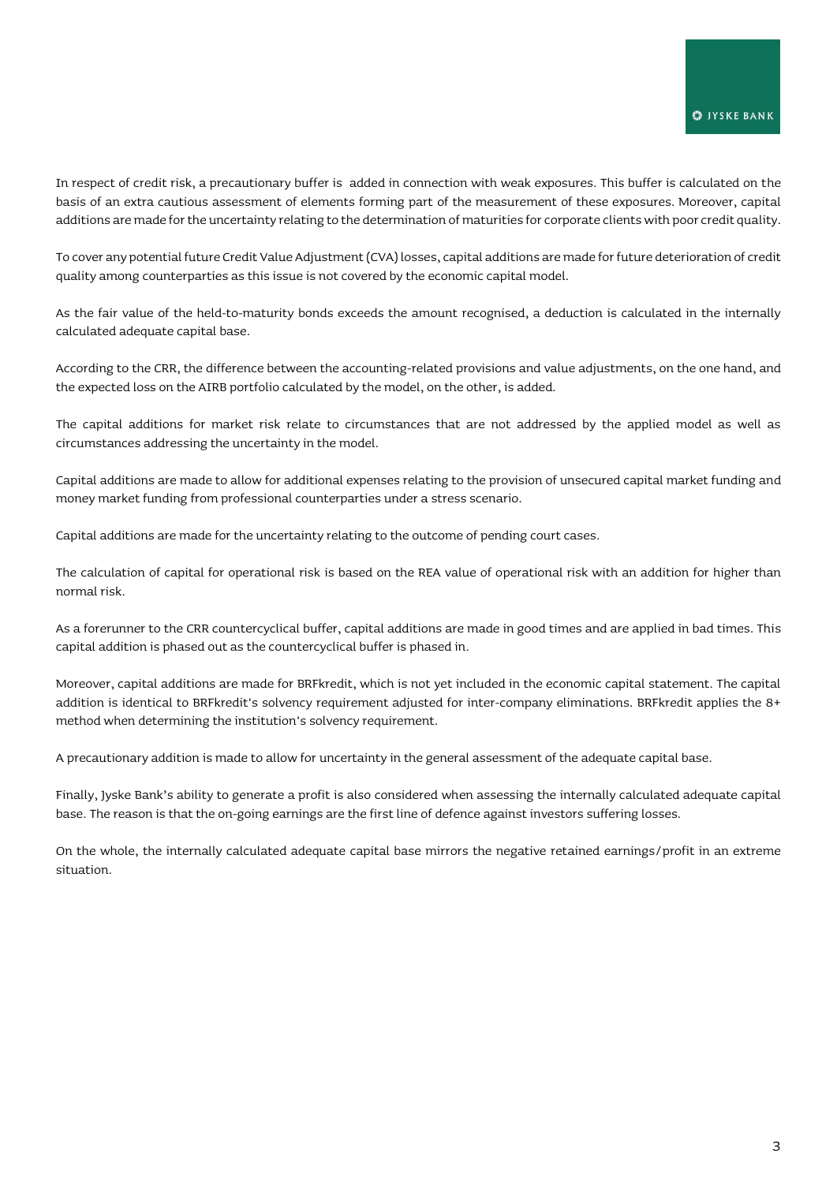In respect of credit risk, a precautionary buffer is added in connection with weak exposures. This buffer is calculated on the basis of an extra cautious assessment of elements forming part of the measurement of these exposures. Moreover, capital additions are made for the uncertainty relating to the determination of maturities for corporate clients with poor credit quality.

To cover any potential future Credit Value Adjustment (CVA) losses, capital additions are made for future deterioration of credit quality among counterparties as this issue is not covered by the economic capital model.

As the fair value of the held-to-maturity bonds exceeds the amount recognised, a deduction is calculated in the internally calculated adequate capital base.

According to the CRR, the difference between the accounting-related provisions and value adjustments, on the one hand, and the expected loss on the AIRB portfolio calculated by the model, on the other, is added.

The capital additions for market risk relate to circumstances that are not addressed by the applied model as well as circumstances addressing the uncertainty in the model.

Capital additions are made to allow for additional expenses relating to the provision of unsecured capital market funding and money market funding from professional counterparties under a stress scenario.

Capital additions are made for the uncertainty relating to the outcome of pending court cases.

The calculation of capital for operational risk is based on the REA value of operational risk with an addition for higher than normal risk.

As a forerunner to the CRR countercyclical buffer, capital additions are made in good times and are applied in bad times. This capital addition is phased out as the countercyclical buffer is phased in.

Moreover, capital additions are made for BRFkredit, which is not yet included in the economic capital statement. The capital addition is identical to BRFkredit's solvency requirement adjusted for inter-company eliminations. BRFkredit applies the 8+ method when determining the institution's solvency requirement.

A precautionary addition is made to allow for uncertainty in the general assessment of the adequate capital base.

Finally, Jyske Bank's ability to generate a profit is also considered when assessing the internally calculated adequate capital base. The reason is that the on-going earnings are the first line of defence against investors suffering losses.

On the whole, the internally calculated adequate capital base mirrors the negative retained earnings/profit in an extreme situation.